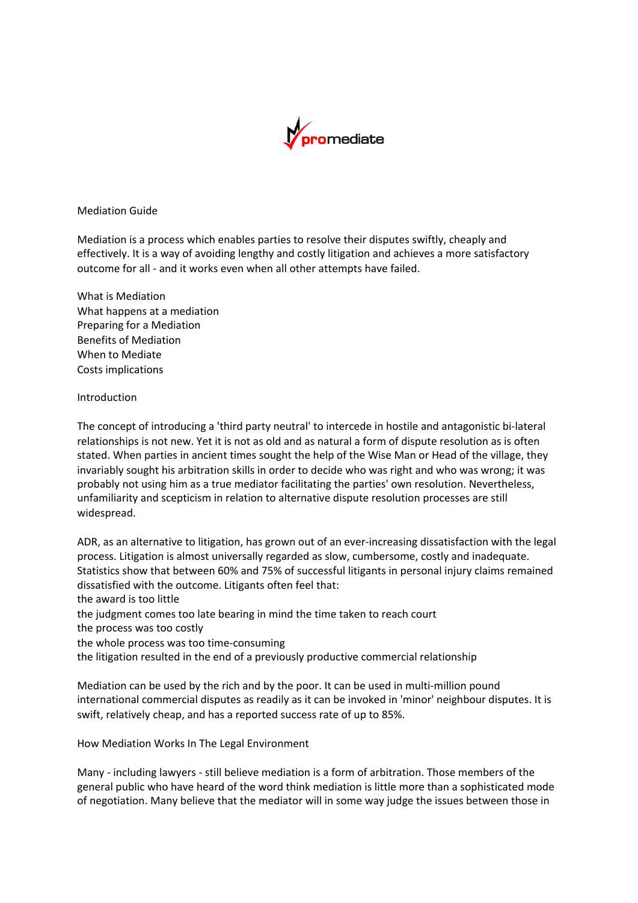promediate

# Mediation Guide

Mediation is a process which enables parties to resolve their disputes swiftly, cheaply and effectively. It is a way of avoiding lengthy and costly litigation and achieves a more satisfactory outcome for all - and it works even when all other attempts have failed.

- What is Mediation
- What happens at a mediation
- Preparing for a Mediation
- Benefits of Mediation
- When to Mediate
- Costs implications

## Introduction

The concept of introducing a 'third party neutral' to intercede in hostile and antagonistic bi-lateral relationships is not new. Yet it is not as old and as natural a form of dispute resolution as is often stated. When parties in ancient times sought the help of the Wise Man or Head of the village, they invariably sought his arbitration skills in order to decide who was right and who was wrong; it was probably not using him as a true mediator facilitating the parties' own resolution. Nevertheless, unfamiliarity and scepticism in relation to alternative dispute resolution processes are still widespread.

ADR, as an alternative to litigation, has grown out of an ever-increasing dissatisfaction with the legal process. Litigation is almost universally regarded as slow, cumbersome, costly and inadequate. Statistics show that between 60% and 75% of successful litigants in personal injury claims remained dissatisfied with the outcome. Litigants often feel that:

- the award is too little
- the judgment comes too late bearing in mind the time taken to reach court
- the process was too costly
- the whole process was too time-consuming
- the litigation resulted in the end of a previously productive commercial relationship

Mediation can be used by the rich and by the poor. It can be used in multi-million pound international commercial disputes as readily as it can be invoked in 'minor' neighbour disputes. It is swift, relatively cheap, and has a reported success rate of up to 85%.

## How Mediation Works In The Legal Environment

Many - including lawyers - still believe mediation is a form of arbitration. Those members of the general public who have heard of the word think mediation is little more than a sophisticated mode of negotiation. Many believe that the mediator will in some way judge the issues between those in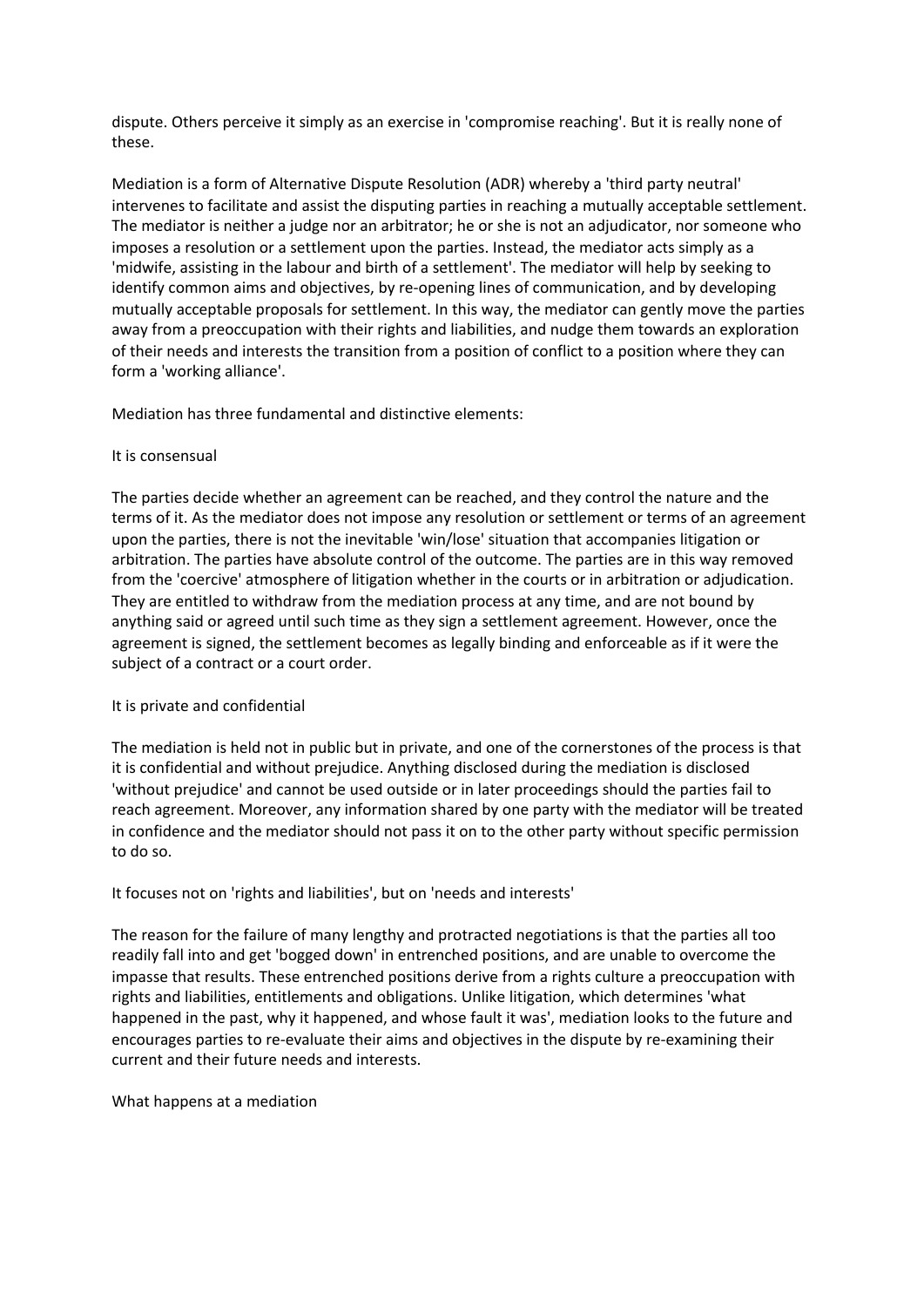dispute. Others perceive it simply as an exercise in 'compromise reaching'. But it is really none of these.

Mediation is a form of Alternative Dispute Resolution (ADR) whereby a 'third party neutral' intervenes to facilitate and assist the disputing parties in reaching a mutually acceptable settlement. The mediator is neither a judge nor an arbitrator; he or she is not an adjudicator, nor someone who imposes a resolution or a settlement upon the parties. Instead, the mediator acts simply as a 'midwife, assisting in the labour and birth of a settlement'. The mediator will help by seeking to identify common aims and objectives, by re-opening lines of communication, and by developing mutually acceptable proposals for settlement. In this way, the mediator can gently move the parties away from a preoccupation with their rights and liabilities, and nudge them towards an exploration of their needs and interests the transition from a position of conflict to a position where they can form a 'working alliance'.

Mediation has three fundamental and distinctive elements:

## It is consensual

The parties decide whether an agreement can be reached, and they control the nature and the terms of it. As the mediator does not impose any resolution or settlement or terms of an agreement upon the parties, there is not the inevitable 'win/lose' situation that accompanies litigation or arbitration. The parties have absolute control of the outcome. The parties are in this way removed from the 'coercive' atmosphere of litigation whether in the courts or in arbitration or adjudication. They are entitled to withdraw from the mediation process at any time, and are not bound by anything said or agreed until such time as they sign a settlement agreement. However, once the agreement is signed, the settlement becomes as legally binding and enforceable as if it were the subject of a contract or a court order.

## It is private and confidential

The mediation is held not in public but in private, and one of the cornerstones of the process is that it is confidential and without prejudice. Anything disclosed during the mediation is disclosed 'without prejudice' and cannot be used outside or in later proceedings should the parties fail to reach agreement. Moreover, any information shared by one party with the mediator will be treated in confidence and the mediator should not pass it on to the other party without specific permission to do so.

## It focuses not on 'rights and liabilities', but on 'needs and interests'

The reason for the failure of many lengthy and protracted negotiations is that the parties all too readily fall into and get 'bogged down' in entrenched positions, and are unable to overcome the impasse that results. These entrenched positions derive from a rights culture a preoccupation with rights and liabilities, entitlements and obligations. Unlike litigation, which determines 'what happened in the past, why it happened, and whose fault it was', mediation looks to the future and encourages parties to re-evaluate their aims and objectives in the dispute by re-examining their current and their future needs and interests.

## What happens at a mediation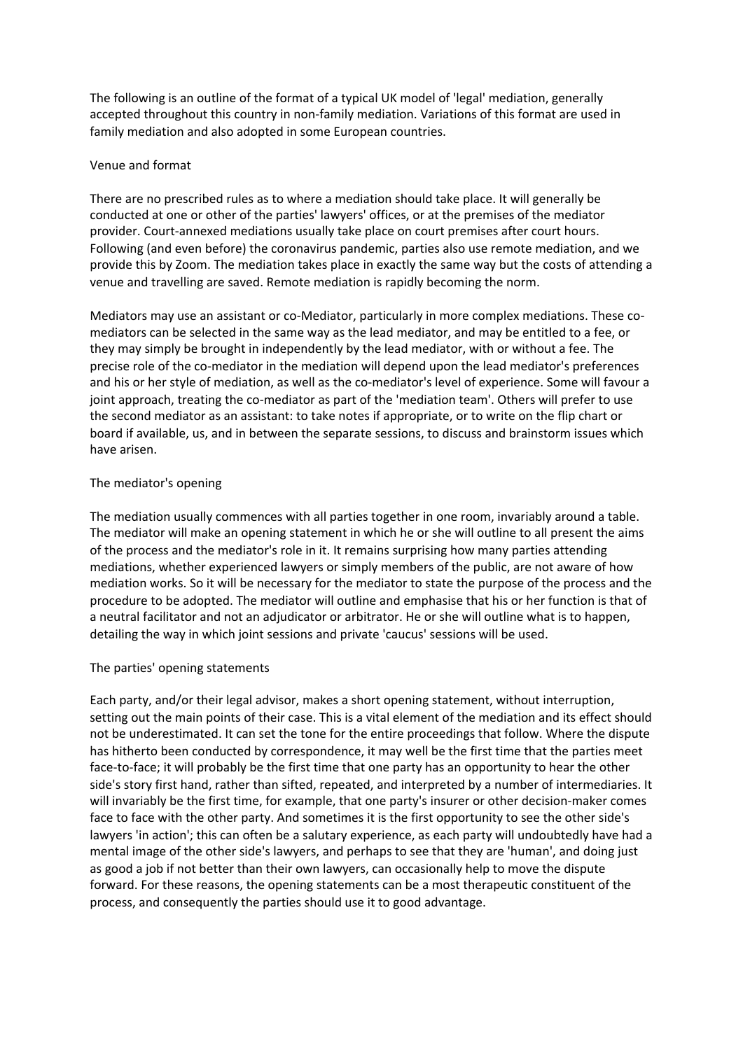The following is an outline of the format of a typical UK model of 'legal' mediation, generally accepted throughout this country in non-family mediation. Variations of this format are used in family mediation and also adopted in some European countries.

## Venue and format

There are no prescribed rules as to where a mediation should take place. It will generally be conducted at one or other of the parties' lawyers' offices, or at the premises of the mediator provider. Court-annexed mediations usually take place on court premises after court hours. Following (and even before) the coronavirus pandemic, parties also use remote mediation, and we provide this by Zoom. The mediation takes place in exactly the same way but the costs of attending a venue and travelling are saved. Remote mediation is rapidly becoming the norm.

Mediators may use an assistant or co-Mediator, particularly in more complex mediations. These co-mediators can be selected in the same way as the lead mediator, and may be entitled to a fee, or they may simply be brought in independently by the lead mediator, with or without a fee. The precise role of the co-mediator in the mediation will depend upon the lead mediator's preferences and his or her style of mediation, as well as the co-mediator's level of experience. Some will favour a joint approach, treating the co-mediator as part of the 'mediation team'. Others will prefer to use the second mediator as an assistant: to take notes if appropriate, or to write on the flip chart or board if available, us, and in between the separate sessions, to discuss and brainstorm issues which have arisen.

## The mediator's opening

The mediation usually commences with all parties together in one room, invariably around a table. The mediator will make an opening statement in which he or she will outline to all present the aims of the process and the mediator's role in it. It remains surprising how many parties attending mediations, whether experienced lawyers or simply members of the public, are not aware of how mediation works. So it will be necessary for the mediator to state the purpose of the process and the procedure to be adopted. The mediator will outline and emphasise that his or her function is that of a neutral facilitator and not an adjudicator or arbitrator. He or she will outline what is to happen, detailing the way in which joint sessions and private 'caucus' sessions will be used.

## The parties' opening statements

Each party, and/or their legal advisor, makes a short opening statement, without interruption, setting out the main points of their case. This is a vital element of the mediation and its effect should not be underestimated. It can set the tone for the entire proceedings that follow. Where the dispute has hitherto been conducted by correspondence, it may well be the first time that the parties meet face-to-face; it will probably be the first time that one party has an opportunity to hear the other side's story first hand, rather than sifted, repeated, and interpreted by a number of intermediaries. It will invariably be the first time, for example, that one party's insurer or other decision-maker comes face to face with the other party. And sometimes it is the first opportunity to see the other side's lawyers 'in action'; this can often be a salutary experience, as each party will undoubtedly have had a mental image of the other side's lawyers, and perhaps to see that they are 'human', and doing just as good a job if not better than their own lawyers, can occasionally help to move the dispute forward. For these reasons, the opening statements can be a most therapeutic constituent of the process, and consequently the parties should use it to good advantage.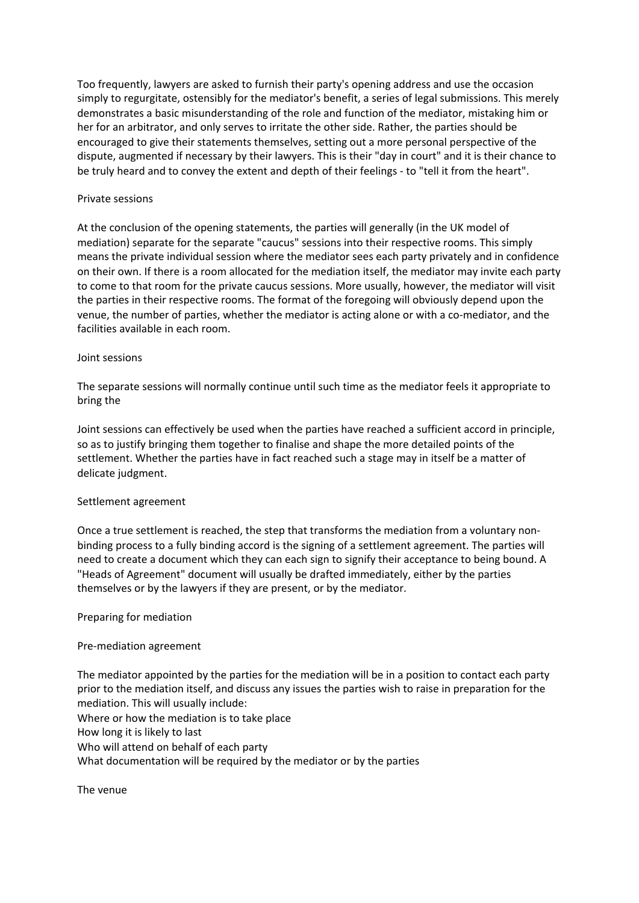Too frequently, lawyers are asked to furnish their party's opening address and use the occasion simply to regurgitate, ostensibly for the mediator's benefit, a series of legal submissions. This merely demonstrates a basic misunderstanding of the role and function of the mediator, mistaking him or her for an arbitrator, and only serves to irritate the other side. Rather, the parties should be encouraged to give their statements themselves, setting out a more personal perspective of the dispute, augmented if necessary by their lawyers. This is their "day in court" and it is their chance to be truly heard and to convey the extent and depth of their feelings - to "tell it from the heart".

## Private sessions

At the conclusion of the opening statements, the parties will generally (in the UK model of mediation) separate for the separate "caucus" sessions into their respective rooms. This simply means the private individual session where the mediator sees each party privately and in confidence on their own. If there is a room allocated for the mediation itself, the mediator may invite each party to come to that room for the private caucus sessions. More usually, however, the mediator will visit the parties in their respective rooms. The format of the foregoing will obviously depend upon the venue, the number of parties, whether the mediator is acting alone or with a co-mediator, and the facilities available in each room.

## Joint sessions

The separate sessions will normally continue until such time as the mediator feels it appropriate to bring the

Joint sessions can effectively be used when the parties have reached a sufficient accord in principle, so as to justify bringing them together to finalise and shape the more detailed points of the settlement. Whether the parties have in fact reached such a stage may in itself be a matter of delicate judgment.

## Settlement agreement

Once a true settlement is reached, the step that transforms the mediation from a voluntary non-binding process to a fully binding accord is the signing of a settlement agreement. The parties will need to create a document which they can each sign to signify their acceptance to being bound. A "Heads of Agreement" document will usually be drafted immediately, either by the parties themselves or by the lawyers if they are present, or by the mediator.

## Preparing for mediation

### Pre-mediation agreement

The mediator appointed by the parties for the mediation will be in a position to contact each party prior to the mediation itself, and discuss any issues the parties wish to raise in preparation for the mediation. This will usually include:

- Where or how the mediation is to take place
- How long it is likely to last
- Who will attend on behalf of each party
- What documentation will be required by the mediator or by the parties

### The venue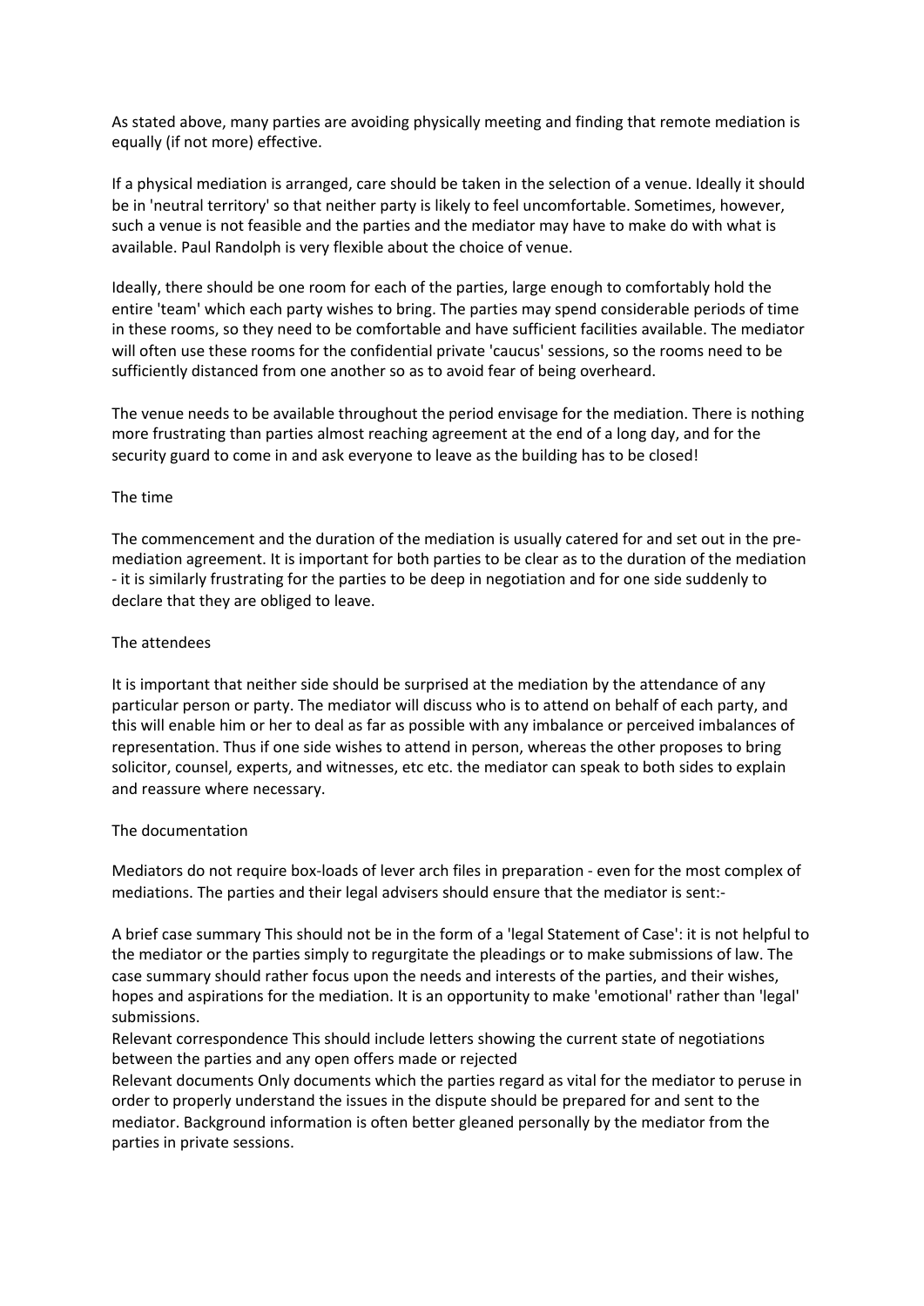As stated above, many parties are avoiding physically meeting and finding that remote mediation is equally (if not more) effective.

If a physical mediation is arranged, care should be taken in the selection of a venue. Ideally it should be in 'neutral territory' so that neither party is likely to feel uncomfortable. Sometimes, however, such a venue is not feasible and the parties and the mediator may have to make do with what is available. Paul Randolph is very flexible about the choice of venue.

Ideally, there should be one room for each of the parties, large enough to comfortably hold the entire 'team' which each party wishes to bring. The parties may spend considerable periods of time in these rooms, so they need to be comfortable and have sufficient facilities available. The mediator will often use these rooms for the confidential private 'caucus' sessions, so the rooms need to be sufficiently distanced from one another so as to avoid fear of being overheard.

The venue needs to be available throughout the period envisage for the mediation. There is nothing more frustrating than parties almost reaching agreement at the end of a long day, and for the security guard to come in and ask everyone to leave as the building has to be closed!

## The time

The commencement and the duration of the mediation is usually catered for and set out in the pre-mediation agreement. It is important for both parties to be clear as to the duration of the mediation - it is similarly frustrating for the parties to be deep in negotiation and for one side suddenly to declare that they are obliged to leave.

## The attendees

It is important that neither side should be surprised at the mediation by the attendance of any particular person or party. The mediator will discuss who is to attend on behalf of each party, and this will enable him or her to deal as far as possible with any imbalance or perceived imbalances of representation. Thus if one side wishes to attend in person, whereas the other proposes to bring solicitor, counsel, experts, and witnesses, etc etc. the mediator can speak to both sides to explain and reassure where necessary.

## The documentation

Mediators do not require box-loads of lever arch files in preparation - even for the most complex of mediations. The parties and their legal advisers should ensure that the mediator is sent:-

A brief case summary This should not be in the form of a 'legal Statement of Case': it is not helpful to the mediator or the parties simply to regurgitate the pleadings or to make submissions of law. The case summary should rather focus upon the needs and interests of the parties, and their wishes, hopes and aspirations for the mediation. It is an opportunity to make 'emotional' rather than 'legal' submissions.

Relevant correspondence This should include letters showing the current state of negotiations between the parties and any open offers made or rejected

Relevant documents Only documents which the parties regard as vital for the mediator to peruse in order to properly understand the issues in the dispute should be prepared for and sent to the mediator. Background information is often better gleaned personally by the mediator from the parties in private sessions.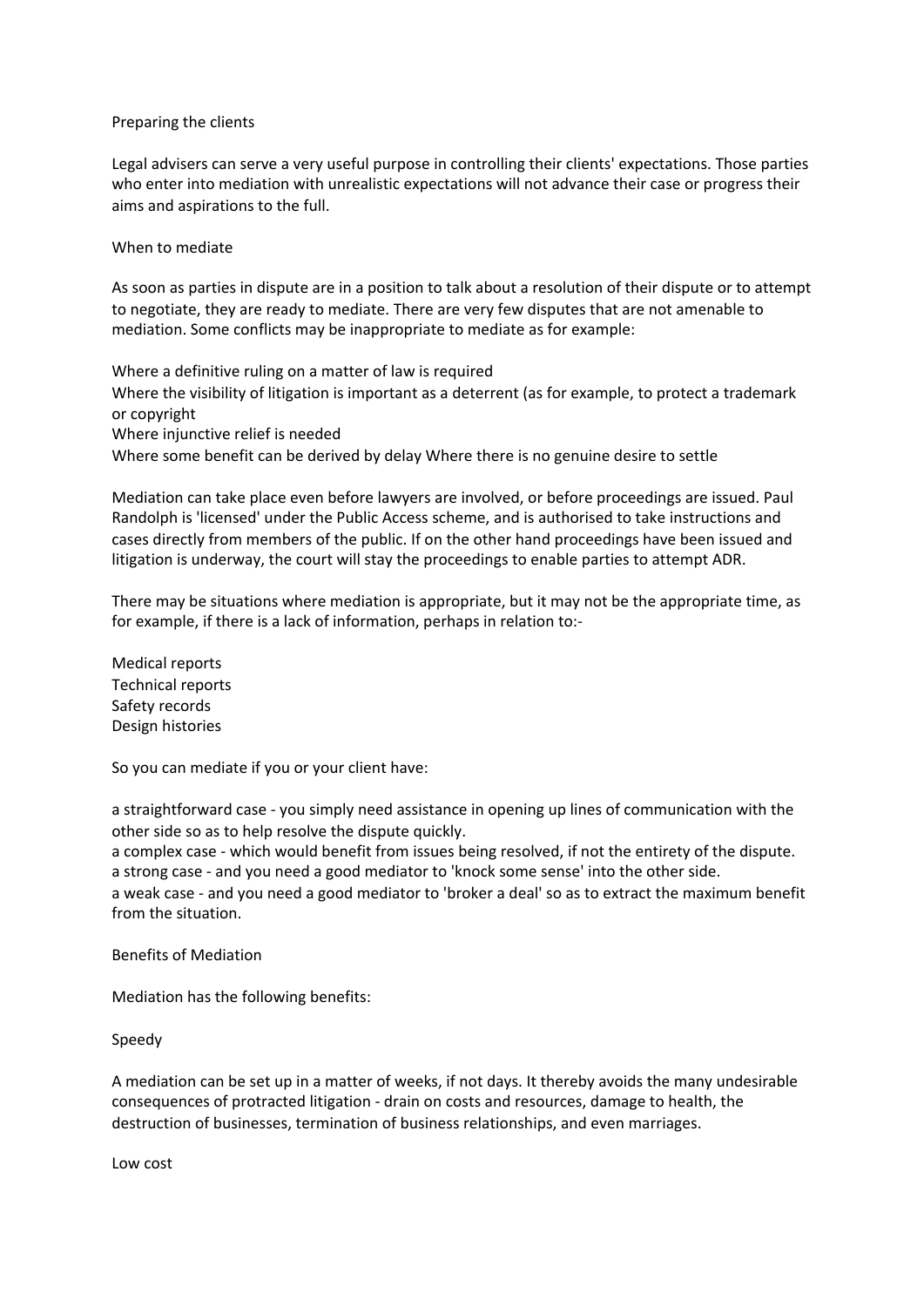## Preparing the clients

Legal advisers can serve a very useful purpose in controlling their clients' expectations. Those parties who enter into mediation with unrealistic expectations will not advance their case or progress their aims and aspirations to the full.

## When to mediate

As soon as parties in dispute are in a position to talk about a resolution of their dispute or to attempt to negotiate, they are ready to mediate. There are very few disputes that are not amenable to mediation. Some conflicts may be inappropriate to mediate as for example:

- Where a definitive ruling on a matter of law is required
- Where the visibility of litigation is important as a deterrent (as for example, to protect a trademark or copyright
- Where injunctive relief is needed
- Where some benefit can be derived by delay Where there is no genuine desire to settle

Mediation can take place even before lawyers are involved, or before proceedings are issued. Paul Randolph is 'licensed' under the Public Access scheme, and is authorised to take instructions and cases directly from members of the public. If on the other hand proceedings have been issued and litigation is underway, the court will stay the proceedings to enable parties to attempt ADR.

There may be situations where mediation is appropriate, but it may not be the appropriate time, as for example, if there is a lack of information, perhaps in relation to:-

- Medical reports
- Technical reports
- Safety records
- Design histories

So you can mediate if you or your client have:

- a straightforward case - you simply need assistance in opening up lines of communication with the other side so as to help resolve the dispute quickly.
- a complex case - which would benefit from issues being resolved, if not the entirety of the dispute.
- a strong case - and you need a good mediator to 'knock some sense' into the other side.
- a weak case - and you need a good mediator to 'broker a deal' so as to extract the maximum benefit from the situation.

## Benefits of Mediation

Mediation has the following benefits:

### Speedy

A mediation can be set up in a matter of weeks, if not days. It thereby avoids the many undesirable consequences of protracted litigation - drain on costs and resources, damage to health, the destruction of businesses, termination of business relationships, and even marriages.

### Low cost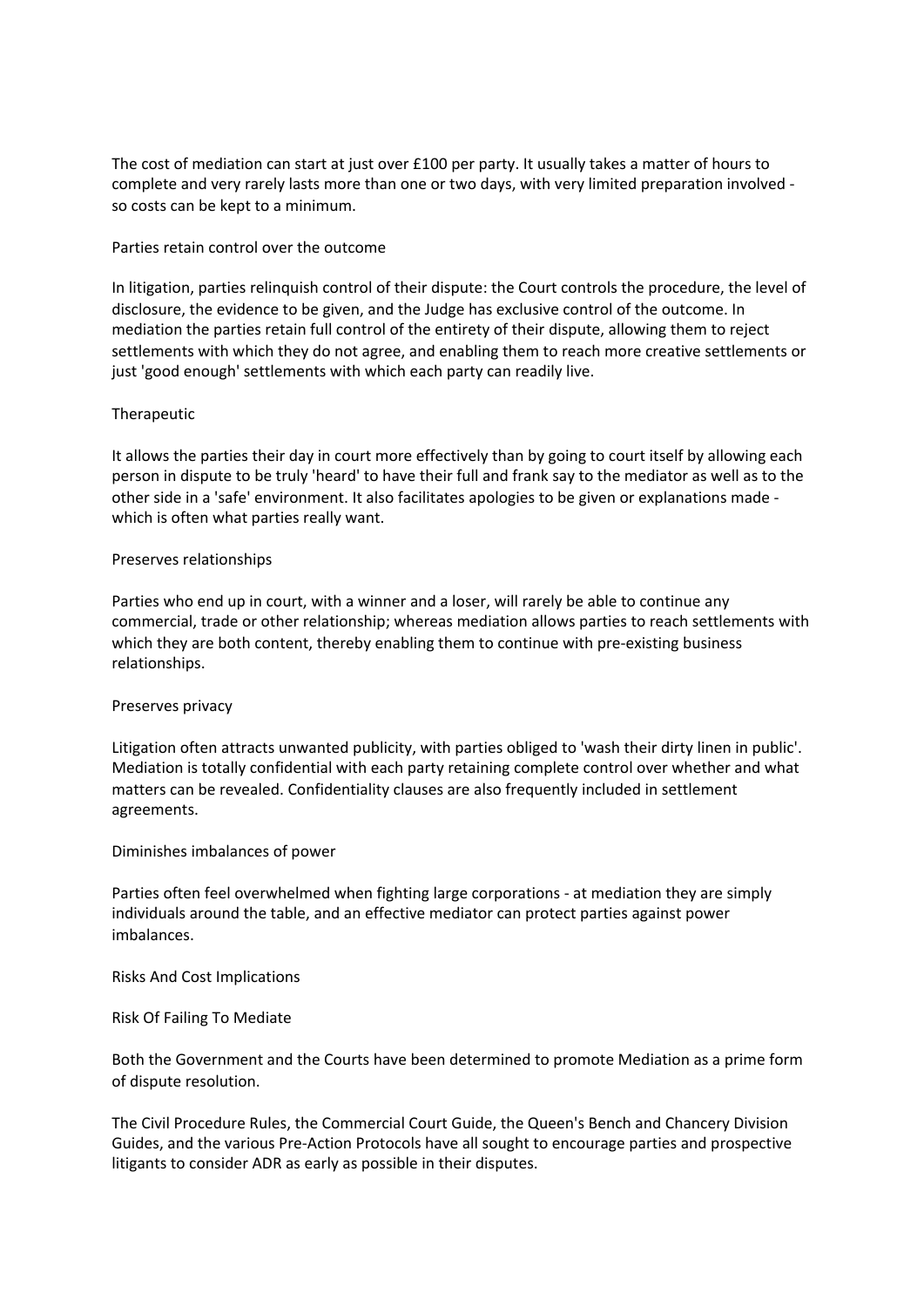The cost of mediation can start at just over £100 per party. It usually takes a matter of hours to complete and very rarely lasts more than one or two days, with very limited preparation involved - so costs can be kept to a minimum.

## Parties retain control over the outcome

In litigation, parties relinquish control of their dispute: the Court controls the procedure, the level of disclosure, the evidence to be given, and the Judge has exclusive control of the outcome. In mediation the parties retain full control of the entirety of their dispute, allowing them to reject settlements with which they do not agree, and enabling them to reach more creative settlements or just 'good enough' settlements with which each party can readily live.

## Therapeutic

It allows the parties their day in court more effectively than by going to court itself by allowing each person in dispute to be truly 'heard' to have their full and frank say to the mediator as well as to the other side in a 'safe' environment. It also facilitates apologies to be given or explanations made - which is often what parties really want.

## Preserves relationships

Parties who end up in court, with a winner and a loser, will rarely be able to continue any commercial, trade or other relationship; whereas mediation allows parties to reach settlements with which they are both content, thereby enabling them to continue with pre-existing business relationships.

## Preserves privacy

Litigation often attracts unwanted publicity, with parties obliged to 'wash their dirty linen in public'. Mediation is totally confidential with each party retaining complete control over whether and what matters can be revealed. Confidentiality clauses are also frequently included in settlement agreements.

## Diminishes imbalances of power

Parties often feel overwhelmed when fighting large corporations - at mediation they are simply individuals around the table, and an effective mediator can protect parties against power imbalances.

## Risks And Cost Implications

### Risk Of Failing To Mediate

Both the Government and the Courts have been determined to promote Mediation as a prime form of dispute resolution.

The Civil Procedure Rules, the Commercial Court Guide, the Queen's Bench and Chancery Division Guides, and the various Pre-Action Protocols have all sought to encourage parties and prospective litigants to consider ADR as early as possible in their disputes.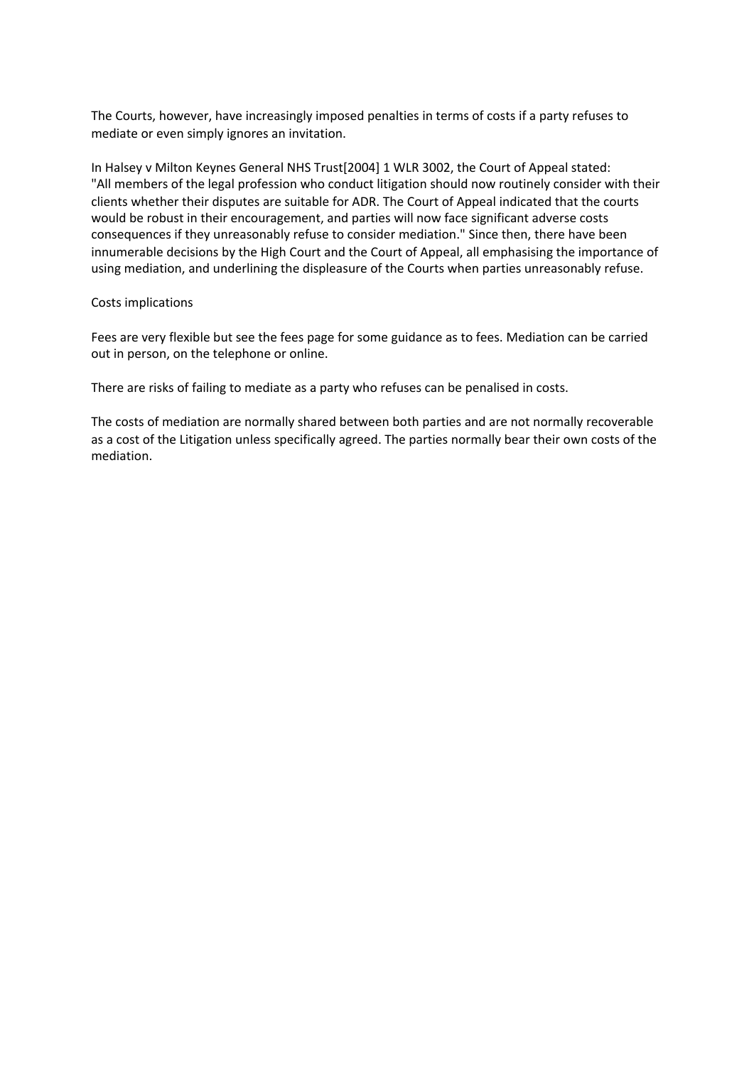The Courts, however, have increasingly imposed penalties in terms of costs if a party refuses to mediate or even simply ignores an invitation.

In Halsey v Milton Keynes General NHS Trust[2004] 1 WLR 3002, the Court of Appeal stated:
"All members of the legal profession who conduct litigation should now routinely consider with their clients whether their disputes are suitable for ADR. The Court of Appeal indicated that the courts would be robust in their encouragement, and parties will now face significant adverse costs consequences if they unreasonably refuse to consider mediation." Since then, there have been innumerable decisions by the High Court and the Court of Appeal, all emphasising the importance of using mediation, and underlining the displeasure of the Courts when parties unreasonably refuse.

## Costs implications

Fees are very flexible but see the fees page for some guidance as to fees. Mediation can be carried out in person, on the telephone or online.

There are risks of failing to mediate as a party who refuses can be penalised in costs.

The costs of mediation are normally shared between both parties and are not normally recoverable as a cost of the Litigation unless specifically agreed. The parties normally bear their own costs of the mediation.